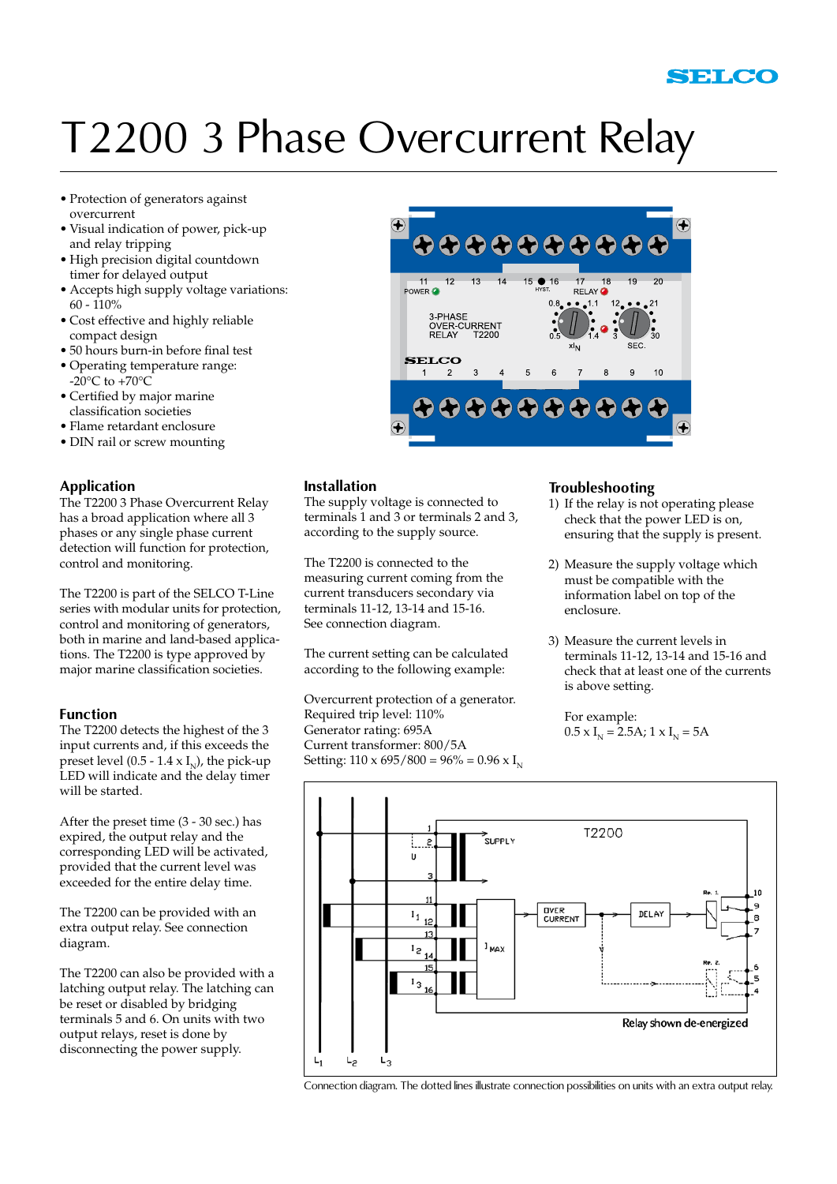# T2200 3 Phase Overcurrent Relay

- Protection of generators against overcurrent
- Visual indication of power, pick-up and relay tripping
- High precision digital countdown timer for delayed output
- Accepts high supply voltage variations: 60 - 110%
- Cost effective and highly reliable compact design
- 50 hours burn-in before final test
- Operating temperature range: -20°C to +70°C
- Certified by major marine classification societies
- Flame retardant enclosure
- DIN rail or screw mounting

## Application

The T2200 3 Phase Overcurrent Relay has a broad application where all 3 phases or any single phase current detection will function for protection, control and monitoring.

The T2200 is part of the SELCO T-Line series with modular units for protection, control and monitoring of generators, both in marine and land-based applications. The T2200 is type approved by major marine classification societies.

## Function

The T2200 detects the highest of the 3 input currents and, if this exceeds the preset level (0.5 - 1.4 x $I_N$), the pick-up LED will indicate and the delay timer will be started.

After the preset time (3 - 30 sec.) has expired, the output relay and the corresponding LED will be activated, provided that the current level was exceeded for the entire delay time.

The T2200 can be provided with an extra output relay. See connection diagram.

The T2200 can also be provided with a latching output relay. The latching can be reset or disabled by bridging terminals 5 and 6. On units with two output relays, reset is done by disconnecting the power supply.

## Installation

The supply voltage is connected to terminals 1 and 3 or terminals 2 and 3, according to the supply source.

The T2200 is connected to the measuring current coming from the current transducers secondary via terminals 11-12, 13-14 and 15-16. See connection diagram.

The current setting can be calculated according to the following example:

Overcurrent protection of a generator.
Required trip level: 110%
Generator rating: 695A
Current transformer: 800/5A
Setting: 110 x 695/800 = 96% = 0.96 x $I_N$

## Troubleshooting

1) If the relay is not operating please check that the power LED is on, ensuring that the supply is present.

2) Measure the supply voltage which must be compatible with the information label on top of the enclosure.

3) Measure the current levels in terminals 11-12, 13-14 and 15-16 and check that at least one of the currents is above setting.

For example:
0.5 x $I_N$ = 2.5A; 1 x $I_N$ = 5A

Connection diagram. The dotted lines illustrate connection possibilities on units with an extra output relay.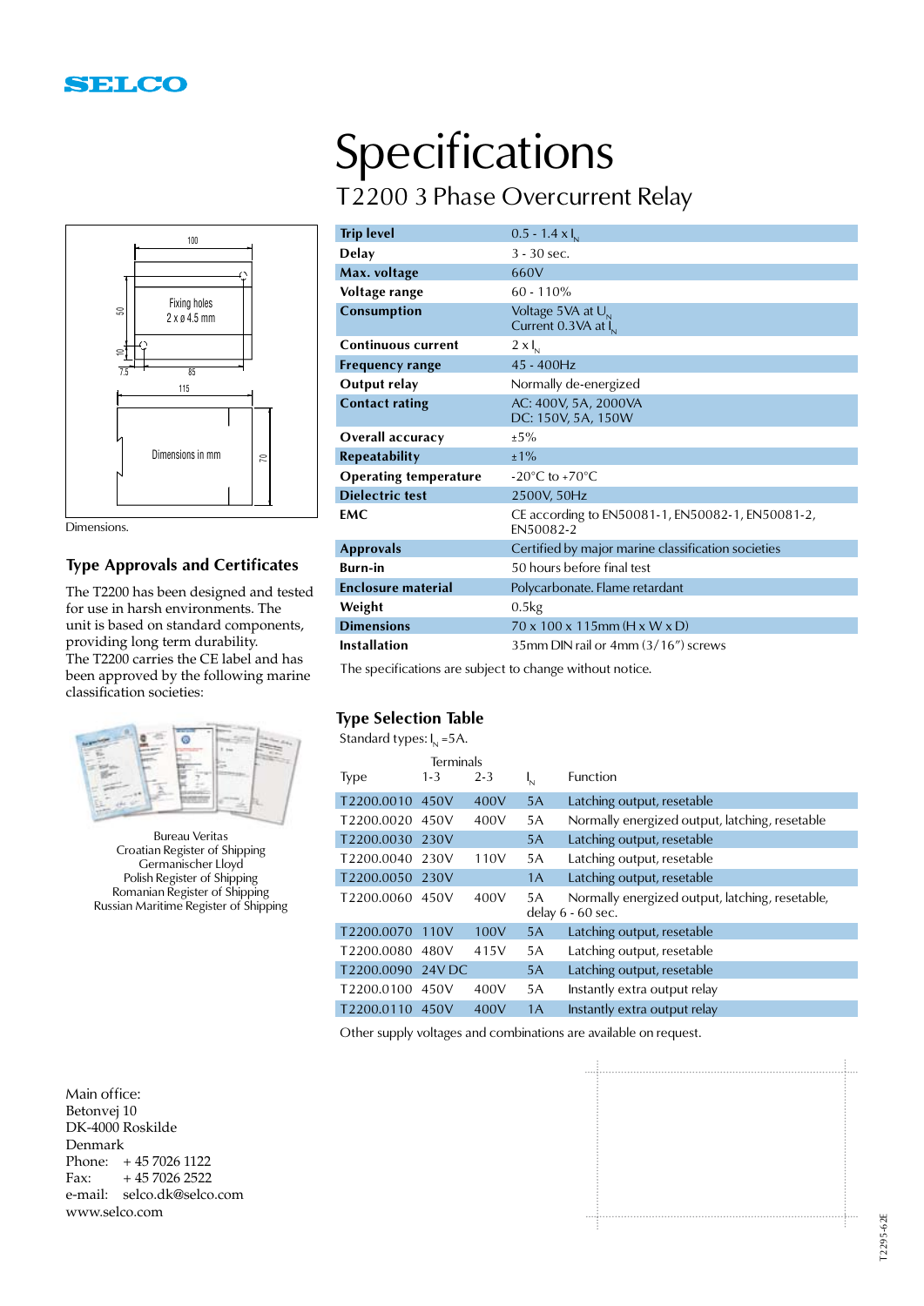SELCO

# Specifications

## T2200 3 Phase Overcurrent Relay

100

50

Fixing holes
2 x ø 4.5 mm

10

7.5

85

115

Dimensions in mm

70

Dimensions.

| | |
|---|---|
| **Trip level** | 0.5 - 1.4 x $I_N$ |
| **Delay** | 3 - 30 sec. |
| **Max. voltage** | 660V |
| **Voltage range** | 60 - 110% |
| **Consumption** | Voltage 5VA at $U_N$<br>Current 0.3VA at $I_N$ |
| **Continuous current** | 2 x $I_N$ |
| **Frequency range** | 45 - 400Hz |
| **Output relay** | Normally de-energized |
| **Contact rating** | AC: 400V, 5A, 2000VA<br>DC: 150V, 5A, 150W |
| **Overall accuracy** | ±5% |
| **Repeatability** | ±1% |
| **Operating temperature** | -20°C to +70°C |
| **Dielectric test** | 2500V, 50Hz |
| **EMC** | CE according to EN50081-1, EN50082-1, EN50081-2, EN50082-2 |
| **Approvals** | Certified by major marine classification societies |
| **Burn-in** | 50 hours before final test |
| **Enclosure material** | Polycarbonate. Flame retardant |
| **Weight** | 0.5kg |
| **Dimensions** | 70 x 100 x 115mm (H x W x D) |
| **Installation** | 35mm DIN rail or 4mm (3/16") screws |

The specifications are subject to change without notice.

### Type Approvals and Certificates

The T2200 has been designed and tested for use in harsh environments. The unit is based on standard components, providing long term durability.
The T2200 carries the CE label and has been approved by the following marine classification societies:

Bureau Veritas
Croatian Register of Shipping
Germanischer Lloyd
Polish Register of Shipping
Romanian Register of Shipping
Russian Maritime Register of Shipping

### Type Selection Table

Standard types: $I_N$ =5A.

| | Terminals | | | |
|---|---|---|---|---|
| Type | 1-3 | 2-3 | $I_N$ | Function |
| T2200.0010 | 450V | 400V | 5A | Latching output, resetable |
| T2200.0020 | 450V | 400V | 5A | Normally energized output, latching, resetable |
| T2200.0030 | 230V | | 5A | Latching output, resetable |
| T2200.0040 | 230V | 110V | 5A | Latching output, resetable |
| T2200.0050 | 230V | | 1A | Latching output, resetable |
| T2200.0060 | 450V | 400V | 5A | Normally energized output, latching, resetable, delay 6 - 60 sec. |
| T2200.0070 | 110V | 100V | 5A | Latching output, resetable |
| T2200.0080 | 480V | 415V | 5A | Latching output, resetable |
| T2200.0090 | 24V DC | | 5A | Latching output, resetable |
| T2200.0100 | 450V | 400V | 5A | Instantly extra output relay |
| T2200.0110 | 450V | 400V | 1A | Instantly extra output relay |

Other supply voltages and combinations are available on request.

Main office:
Betonvej 10
DK-4000 Roskilde
Denmark
Phone: + 45 7026 1122
Fax: + 45 7026 2522
e-mail: selco.dk@selco.com
www.selco.com

T2295-62E